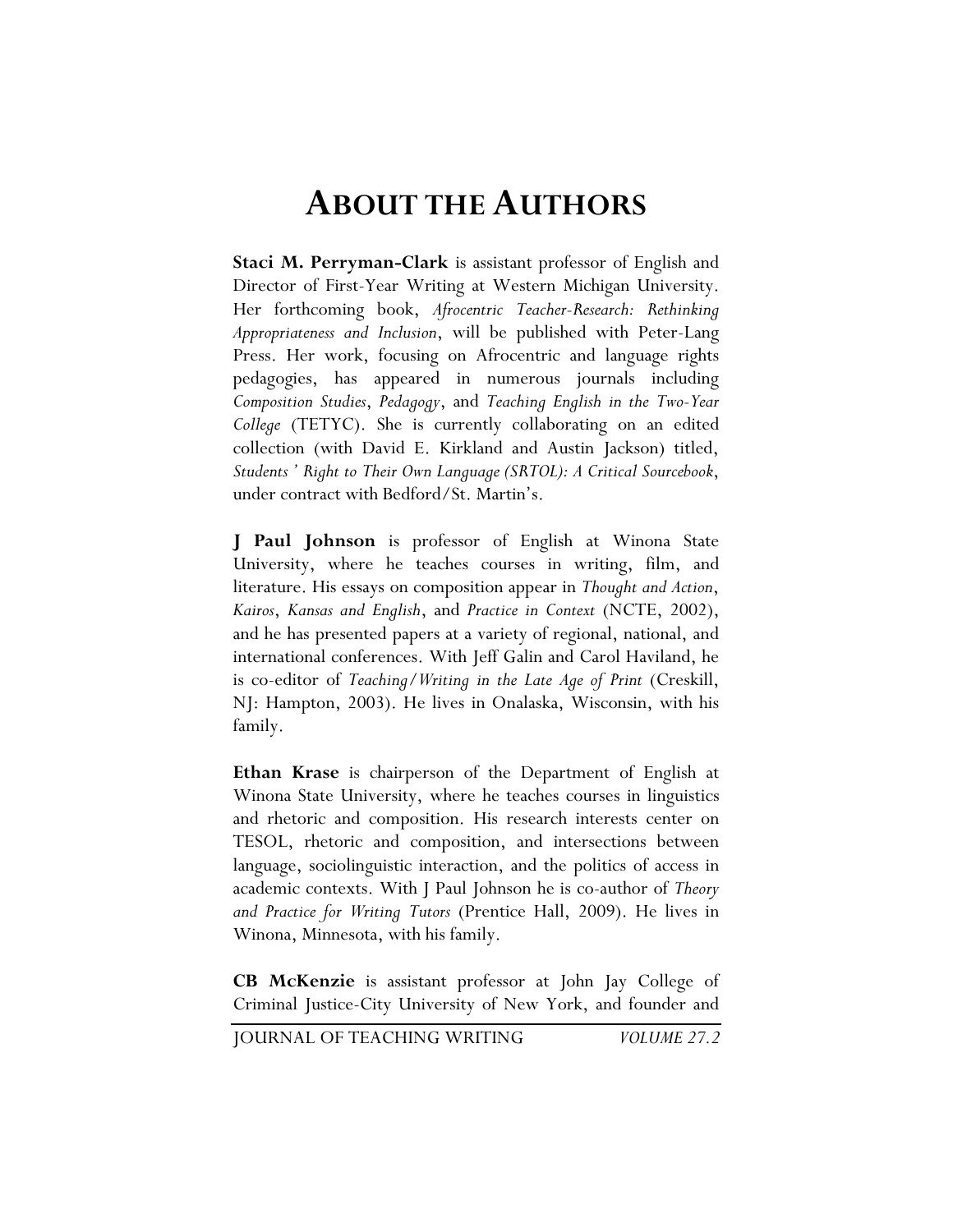# ABOUT THE AUTHORS

**Staci M. Perryman-Clark** is assistant professor of English and Director of First-Year Writing at Western Michigan University. Her forthcoming book, *Afrocentric Teacher-Research: Rethinking Appropriateness and Inclusion*, will be published with Peter-Lang Press. Her work, focusing on Afrocentric and language rights pedagogies, has appeared in numerous journals including *Composition Studies*, *Pedagogy*, and *Teaching English in the Two-Year College* (TETYC). She is currently collaborating on an edited collection (with David E. Kirkland and Austin Jackson) titled, *Students ' Right to Their Own Language (SRTOL): A Critical Sourcebook*, under contract with Bedford/St. Martin's.

**J Paul Johnson** is professor of English at Winona State University, where he teaches courses in writing, film, and literature. His essays on composition appear in *Thought and Action*, *Kairos*, *Kansas and English*, and *Practice in Context* (NCTE, 2002), and he has presented papers at a variety of regional, national, and international conferences. With Jeff Galin and Carol Haviland, he is co-editor of *Teaching/Writing in the Late Age of Print* (Creskill, NJ: Hampton, 2003). He lives in Onalaska, Wisconsin, with his family.

**Ethan Krase** is chairperson of the Department of English at Winona State University, where he teaches courses in linguistics and rhetoric and composition. His research interests center on TESOL, rhetoric and composition, and intersections between language, sociolinguistic interaction, and the politics of access in academic contexts. With J Paul Johnson he is co-author of *Theory and Practice for Writing Tutors* (Prentice Hall, 2009). He lives in Winona, Minnesota, with his family.

**CB McKenzie** is assistant professor at John Jay College of Criminal Justice-City University of New York, and founder and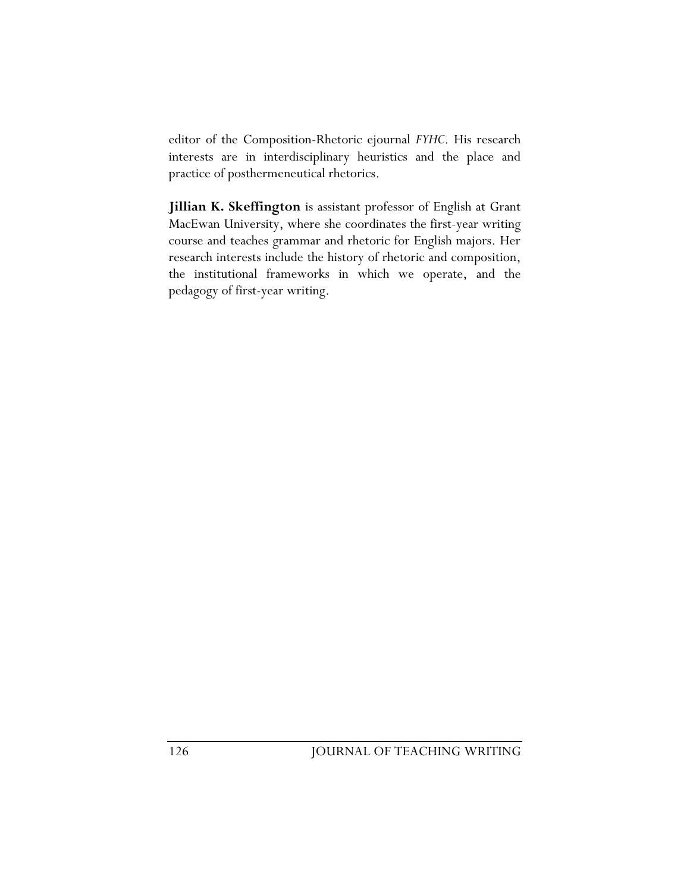editor of the Composition-Rhetoric ejournal *FYHC*. His research interests are in interdisciplinary heuristics and the place and practice of posthermeneutical rhetorics.

**Jillian K. Skeffington** is assistant professor of English at Grant MacEwan University, where she coordinates the first-year writing course and teaches grammar and rhetoric for English majors. Her research interests include the history of rhetoric and composition, the institutional frameworks in which we operate, and the pedagogy of first-year writing.